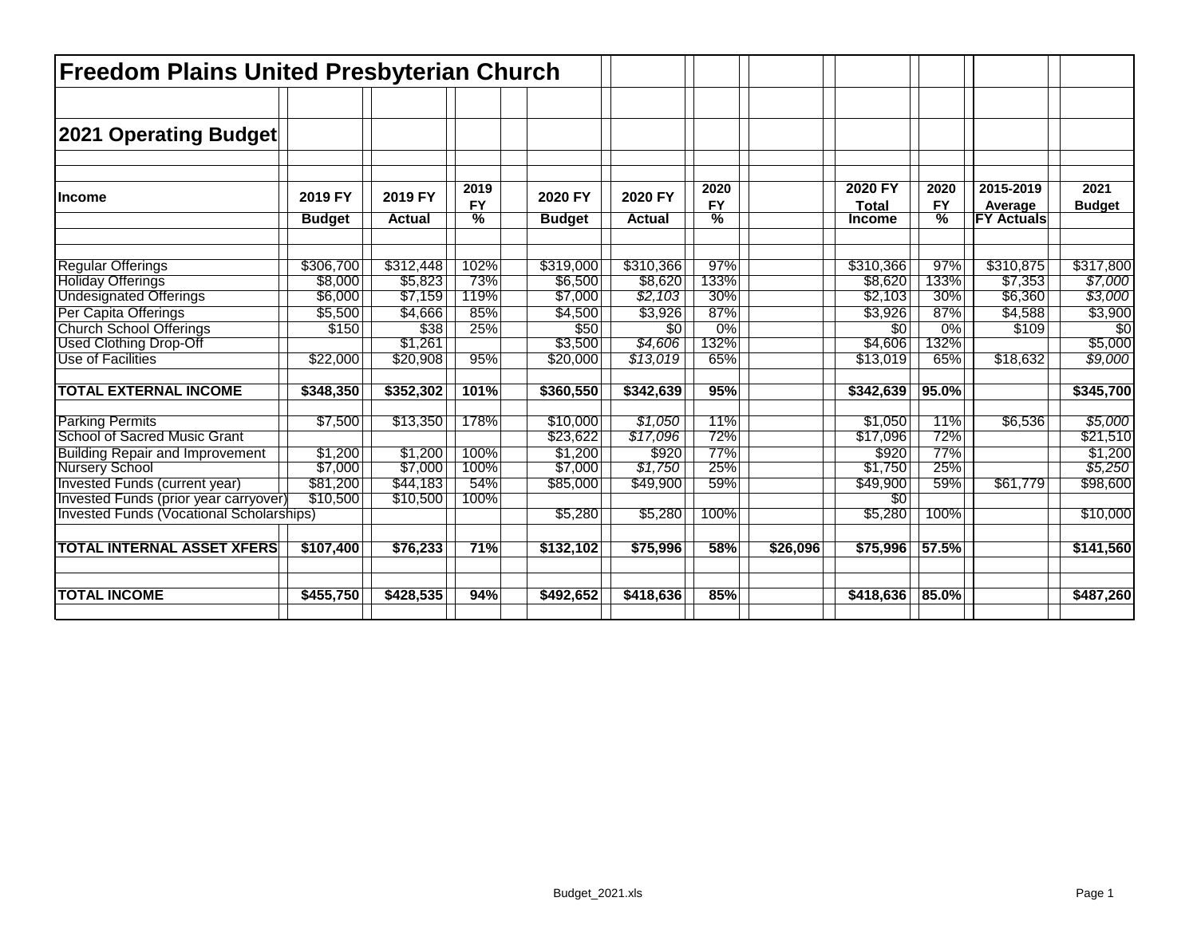# Freedom Plains United Presbyterian Church

## 2021 Operating Budget

| Income | 2019 FY Budget | 2019 FY Actual | 2019 FY % | 2020 FY Budget | 2020 FY Actual | 2020 FY % | | 2020 FY Total Income | 2020 FY % | 2015-2019 Average FY Actuals | 2021 Budget |
|---|---|---|---|---|---|---|---|---|---|---|---|
| Regular Offerings | $306,700 | $312,448 | 102% | $319,000 | $310,366 | 97% | | $310,366 | 97% | $310,875 | $317,800 |
| Holiday Offerings | $8,000 | $5,823 | 73% | $6,500 | $8,620 | 133% | | $8,620 | 133% | $7,353 | *$7,000* |
| Undesignated Offerings | $6,000 | $7,159 | 119% | $7,000 | *$2,103* | 30% | | $2,103 | 30% | $6,360 | *$3,000* |
| Per Capita Offerings | $5,500 | $4,666 | 85% | $4,500 | $3,926 | 87% | | $3,926 | 87% | $4,588 | $3,900 |
| Church School Offerings | $150 | $38 | 25% | $50 | $0 | 0% | | $0 | 0% | $109 | $0 |
| Used Clothing Drop-Off | | $1,261 | | $3,500 | *$4,606* | 132% | | $4,606 | 132% | | $5,000 |
| Use of Facilities | $22,000 | $20,908 | 95% | $20,000 | *$13,019* | 65% | | $13,019 | 65% | $18,632 | *$9,000* |
| **TOTAL EXTERNAL INCOME** | **$348,350** | **$352,302** | **101%** | **$360,550** | **$342,639** | **95%** | | **$342,639** | **95.0%** | | **$345,700** |
| Parking Permits | $7,500 | $13,350 | 178% | $10,000 | *$1,050* | 11% | | $1,050 | 11% | $6,536 | *$5,000* |
| School of Sacred Music Grant | | | | $23,622 | *$17,096* | 72% | | $17,096 | 72% | | $21,510 |
| Building Repair and Improvement | $1,200 | $1,200 | 100% | $1,200 | $920 | 77% | | $920 | 77% | | $1,200 |
| Nursery School | $7,000 | $7,000 | 100% | $7,000 | *$1,750* | 25% | | $1,750 | 25% | | *$5,250* |
| Invested Funds (current year) | $81,200 | $44,183 | 54% | $85,000 | $49,900 | 59% | | $49,900 | 59% | $61,779 | $98,600 |
| Invested Funds (prior year carryover) | $10,500 | $10,500 | 100% | | | | | $0 | | | |
| Invested Funds (Vocational Scholarships) | | | | $5,280 | $5,280 | 100% | | $5,280 | 100% | | $10,000 |
| **TOTAL INTERNAL ASSET XFERS** | **$107,400** | **$76,233** | **71%** | **$132,102** | **$75,996** | **58%** | **$26,096** | **$75,996** | **57.5%** | | **$141,560** |
| **TOTAL INCOME** | **$455,750** | **$428,535** | **94%** | **$492,652** | **$418,636** | **85%** | | **$418,636** | **85.0%** | | **$487,260** |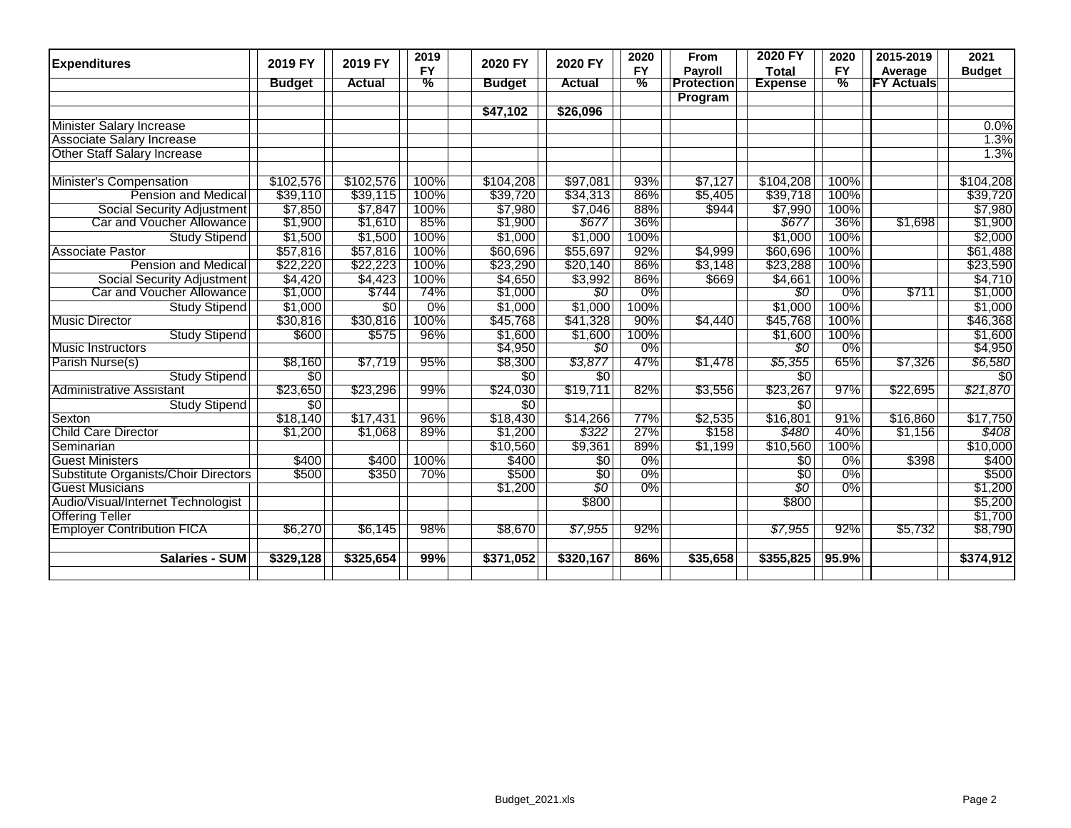| Expenditures | 2019 FY Budget | 2019 FY Actual | 2019 FY % | 2020 FY Budget | 2020 FY Actual | 2020 FY % | From Payroll Protection Program | 2020 FY Total Expense | 2020 FY % | 2015-2019 Average FY Actuals | 2021 Budget |
|---|---|---|---|---|---|---|---|---|---|---|---|
| | | | | $47,102 | $26,096 | | | | | | |
| Minister Salary Increase | | | | | | | | | | | 0.0% |
| Associate Salary Increase | | | | | | | | | | | 1.3% |
| Other Staff Salary Increase | | | | | | | | | | | 1.3% |
| | | | | | | | | | | | |
| Minister's Compensation | $102,576 | $102,576 | 100% | $104,208 | $97,081 | 93% | $7,127 | $104,208 | 100% | | $104,208 |
| Pension and Medical | $39,110 | $39,115 | 100% | $39,720 | $34,313 | 86% | $5,405 | $39,718 | 100% | | $39,720 |
| Social Security Adjustment | $7,850 | $7,847 | 100% | $7,980 | $7,046 | 88% | $944 | $7,990 | 100% | | $7,980 |
| Car and Voucher Allowance | $1,900 | $1,610 | 85% | $1,900 | *$677* | 36% | | *$677* | 36% | $1,698 | $1,900 |
| Study Stipend | $1,500 | $1,500 | 100% | $1,000 | $1,000 | 100% | | $1,000 | 100% | | $2,000 |
| Associate Pastor | $57,816 | $57,816 | 100% | $60,696 | $55,697 | 92% | $4,999 | $60,696 | 100% | | $61,488 |
| Pension and Medical | $22,220 | $22,223 | 100% | $23,290 | $20,140 | 86% | $3,148 | $23,288 | 100% | | $23,590 |
| Social Security Adjustment | $4,420 | $4,423 | 100% | $4,650 | $3,992 | 86% | $669 | $4,661 | 100% | | $4,710 |
| Car and Voucher Allowance | $1,000 | $744 | 74% | $1,000 | *$0* | 0% | | *$0* | 0% | $711 | $1,000 |
| Study Stipend | $1,000 | $0 | 0% | $1,000 | $1,000 | 100% | | $1,000 | 100% | | $1,000 |
| Music Director | $30,816 | $30,816 | 100% | $45,768 | $41,328 | 90% | $4,440 | $45,768 | 100% | | $46,368 |
| Study Stipend | $600 | $575 | 96% | $1,600 | $1,600 | 100% | | $1,600 | 100% | | $1,600 |
| Music Instructors | | | | $4,950 | *$0* | 0% | | *$0* | 0% | | $4,950 |
| Parish Nurse(s) | $8,160 | $7,719 | 95% | $8,300 | *$3,877* | 47% | $1,478 | *$5,355* | 65% | $7,326 | *$6,580* |
| Study Stipend | $0 | | | $0 | $0 | | | $0 | | | $0 |
| Administrative Assistant | $23,650 | $23,296 | 99% | $24,030 | $19,711 | 82% | $3,556 | $23,267 | 97% | $22,695 | *$21,870* |
| Study Stipend | $0 | | | $0 | | | | $0 | | | |
| Sexton | $18,140 | $17,431 | 96% | $18,430 | $14,266 | 77% | $2,535 | $16,801 | 91% | $16,860 | $17,750 |
| Child Care Director | $1,200 | $1,068 | 89% | $1,200 | *$322* | 27% | $158 | *$480* | 40% | $1,156 | *$408* |
| Seminarian | | | | $10,560 | $9,361 | 89% | $1,199 | $10,560 | 100% | | $10,000 |
| Guest Ministers | $400 | $400 | 100% | $400 | $0 | 0% | | $0 | 0% | $398 | $400 |
| Substitute Organists/Choir Directors | $500 | $350 | 70% | $500 | $0 | 0% | | $0 | 0% | | $500 |
| Guest Musicians | | | | $1,200 | *$0* | 0% | | *$0* | 0% | | $1,200 |
| Audio/Visual/Internet Technologist | | | | | $800 | | | $800 | | | $5,200 |
| Offering Teller | | | | | | | | | | | $1,700 |
| Employer Contribution FICA | $6,270 | $6,145 | 98% | $8,670 | *$7,955* | 92% | | *$7,955* | 92% | $5,732 | $8,790 |
| | | | | | | | | | | | |
| **Salaries - SUM** | **$329,128** | **$325,654** | **99%** | **$371,052** | **$320,167** | **86%** | **$35,658** | **$355,825** | **95.9%** | | **$374,912** |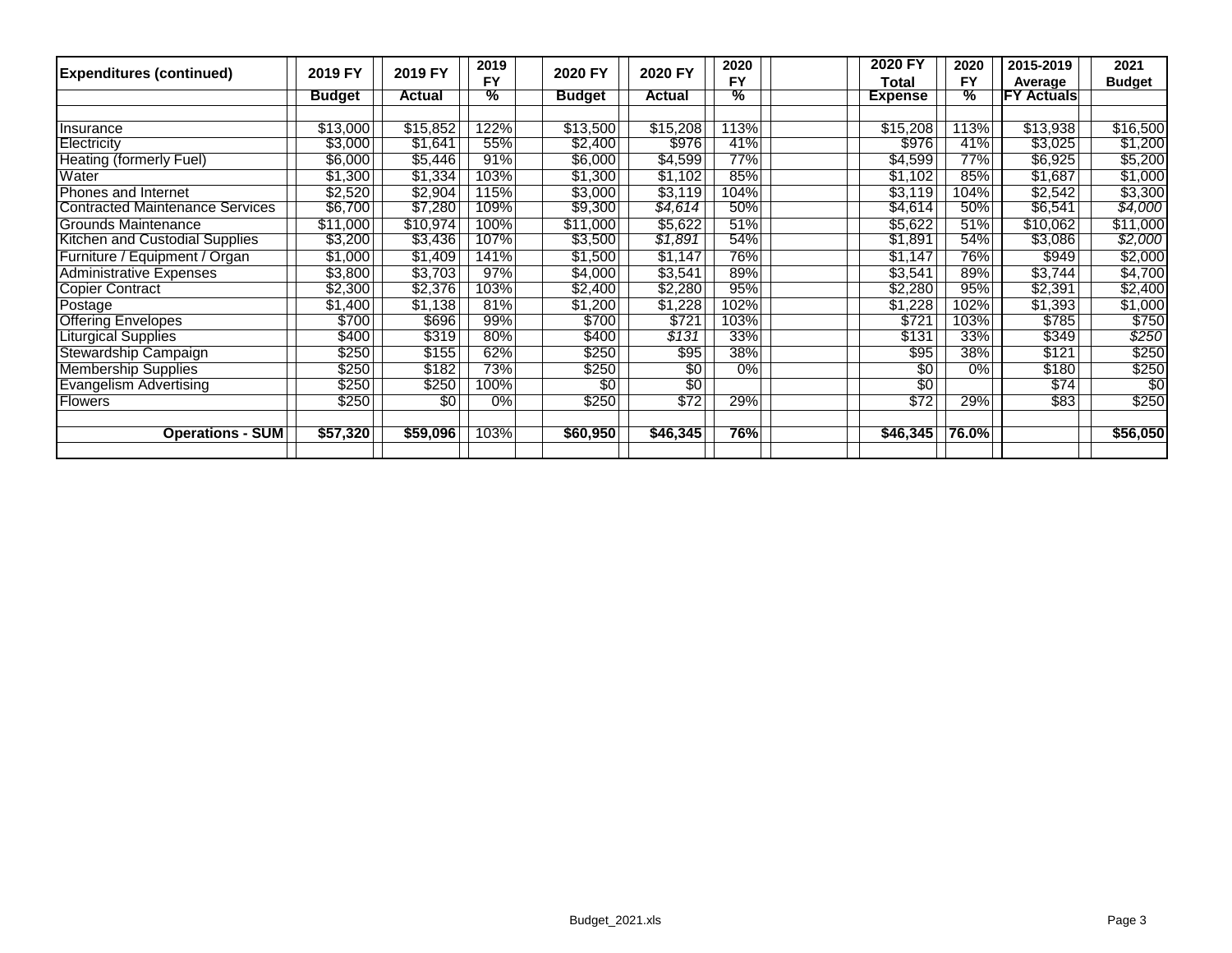| Expenditures (continued) | 2019 FY Budget | 2019 FY Actual | 2019 FY % | 2020 FY Budget | 2020 FY Actual | 2020 FY % | | 2020 FY Total Expense | 2020 FY % | 2015-2019 Average FY Actuals | 2021 Budget |
|---|---|---|---|---|---|---|---|---|---|---|---|
| Insurance | $13,000 | $15,852 | 122% | $13,500 | $15,208 | 113% | | $15,208 | 113% | $13,938 | $16,500 |
| Electricity | $3,000 | $1,641 | 55% | $2,400 | $976 | 41% | | $976 | 41% | $3,025 | $1,200 |
| Heating (formerly Fuel) | $6,000 | $5,446 | 91% | $6,000 | $4,599 | 77% | | $4,599 | 77% | $6,925 | $5,200 |
| Water | $1,300 | $1,334 | 103% | $1,300 | $1,102 | 85% | | $1,102 | 85% | $1,687 | $1,000 |
| Phones and Internet | $2,520 | $2,904 | 115% | $3,000 | $3,119 | 104% | | $3,119 | 104% | $2,542 | $3,300 |
| Contracted Maintenance Services | $6,700 | $7,280 | 109% | $9,300 | *$4,614* | 50% | | $4,614 | 50% | $6,541 | *$4,000* |
| Grounds Maintenance | $11,000 | $10,974 | 100% | $11,000 | $5,622 | 51% | | $5,622 | 51% | $10,062 | $11,000 |
| Kitchen and Custodial Supplies | $3,200 | $3,436 | 107% | $3,500 | *$1,891* | 54% | | $1,891 | 54% | $3,086 | *$2,000* |
| Furniture / Equipment / Organ | $1,000 | $1,409 | 141% | $1,500 | $1,147 | 76% | | $1,147 | 76% | $949 | $2,000 |
| Administrative Expenses | $3,800 | $3,703 | 97% | $4,000 | $3,541 | 89% | | $3,541 | 89% | $3,744 | $4,700 |
| Copier Contract | $2,300 | $2,376 | 103% | $2,400 | $2,280 | 95% | | $2,280 | 95% | $2,391 | $2,400 |
| Postage | $1,400 | $1,138 | 81% | $1,200 | $1,228 | 102% | | $1,228 | 102% | $1,393 | $1,000 |
| Offering Envelopes | $700 | $696 | 99% | $700 | $721 | 103% | | $721 | 103% | $785 | $750 |
| Liturgical Supplies | $400 | $319 | 80% | $400 | *$131* | 33% | | $131 | 33% | $349 | *$250* |
| Stewardship Campaign | $250 | $155 | 62% | $250 | $95 | 38% | | $95 | 38% | $121 | $250 |
| Membership Supplies | $250 | $182 | 73% | $250 | $0 | 0% | | $0 | 0% | $180 | $250 |
| Evangelism Advertising | $250 | $250 | 100% | $0 | $0 | | | $0 | | $74 | $0 |
| Flowers | $250 | $0 | 0% | $250 | $72 | 29% | | $72 | 29% | $83 | $250 |
| **Operations - SUM** | **$57,320** | **$59,096** | 103% | **$60,950** | **$46,345** | **76%** | | **$46,345** | **76.0%** | | **$56,050** |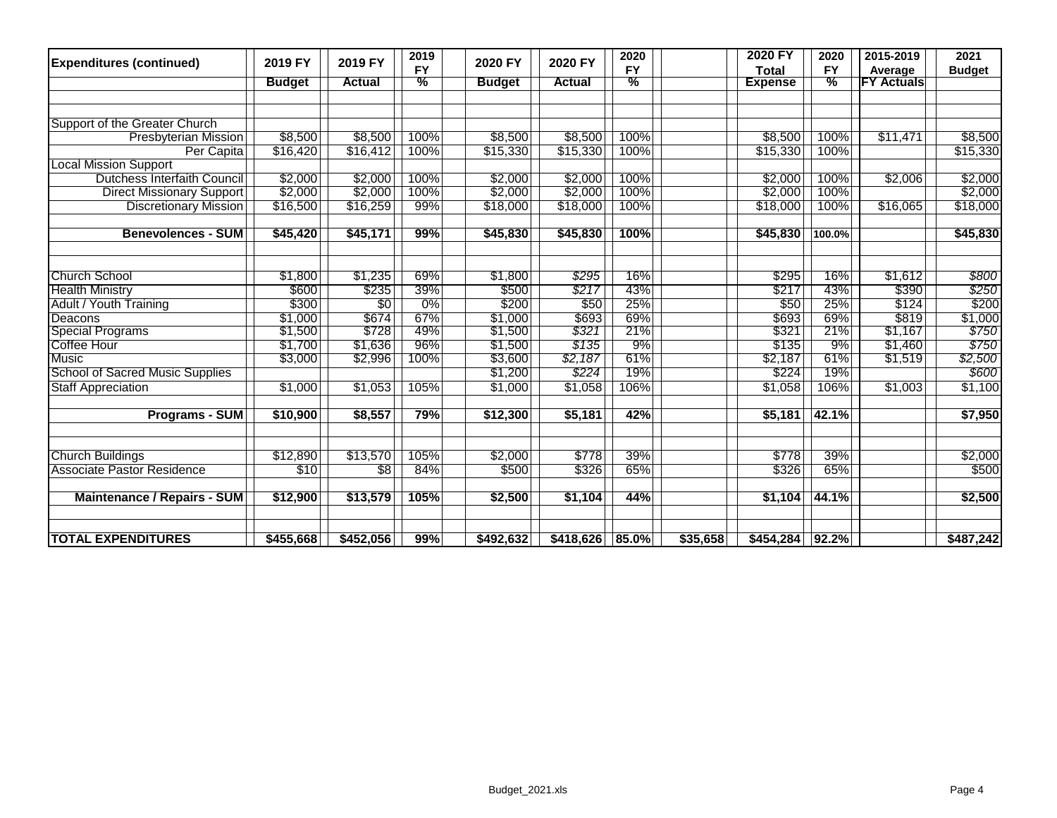| Expenditures (continued) | 2019 FY Budget | 2019 FY Actual | 2019 FY % | 2020 FY Budget | 2020 FY Actual | 2020 FY % | | 2020 FY Total Expense | 2020 FY % | 2015-2019 Average FY Actuals | 2021 Budget |
|---|---|---|---|---|---|---|---|---|---|---|---|
| | | | | | | | | | | | |
| | | | | | | | | | | | |
| Support of the Greater Church | | | | | | | | | | | |
| Presbyterian Mission | $8,500 | $8,500 | 100% | $8,500 | $8,500 | 100% | | $8,500 | 100% | $11,471 | $8,500 |
| Per Capita | $16,420 | $16,412 | 100% | $15,330 | $15,330 | 100% | | $15,330 | 100% | | $15,330 |
| Local Mission Support | | | | | | | | | | | |
| Dutchess Interfaith Council | $2,000 | $2,000 | 100% | $2,000 | $2,000 | 100% | | $2,000 | 100% | $2,006 | $2,000 |
| Direct Missionary Support | $2,000 | $2,000 | 100% | $2,000 | $2,000 | 100% | | $2,000 | 100% | | $2,000 |
| Discretionary Mission | $16,500 | $16,259 | 99% | $18,000 | $18,000 | 100% | | $18,000 | 100% | $16,065 | $18,000 |
| | | | | | | | | | | | |
| **Benevolences - SUM** | **$45,420** | **$45,171** | **99%** | **$45,830** | **$45,830** | **100%** | | **$45,830** | **100.0%** | | **$45,830** |
| | | | | | | | | | | | |
| | | | | | | | | | | | |
| Church School | $1,800 | $1,235 | 69% | $1,800 | *$295* | 16% | | $295 | 16% | $1,612 | *$800* |
| Health Ministry | $600 | $235 | 39% | $500 | *$217* | 43% | | $217 | 43% | $390 | *$250* |
| Adult / Youth Training | $300 | $0 | 0% | $200 | $50 | 25% | | $50 | 25% | $124 | $200 |
| Deacons | $1,000 | $674 | 67% | $1,000 | $693 | 69% | | $693 | 69% | $819 | $1,000 |
| Special Programs | $1,500 | $728 | 49% | $1,500 | *$321* | 21% | | $321 | 21% | $1,167 | *$750* |
| Coffee Hour | $1,700 | $1,636 | 96% | $1,500 | *$135* | 9% | | $135 | 9% | $1,460 | *$750* |
| Music | $3,000 | $2,996 | 100% | $3,600 | *$2,187* | 61% | | $2,187 | 61% | $1,519 | *$2,500* |
| School of Sacred Music Supplies | | | | $1,200 | *$224* | 19% | | $224 | 19% | | *$600* |
| Staff Appreciation | $1,000 | $1,053 | 105% | $1,000 | $1,058 | 106% | | $1,058 | 106% | $1,003 | $1,100 |
| | | | | | | | | | | | |
| **Programs - SUM** | **$10,900** | **$8,557** | **79%** | **$12,300** | **$5,181** | **42%** | | **$5,181** | **42.1%** | | **$7,950** |
| | | | | | | | | | | | |
| | | | | | | | | | | | |
| Church Buildings | $12,890 | $13,570 | 105% | $2,000 | $778 | 39% | | $778 | 39% | | $2,000 |
| Associate Pastor Residence | $10 | $8 | 84% | $500 | $326 | 65% | | $326 | 65% | | $500 |
| | | | | | | | | | | | |
| **Maintenance / Repairs - SUM** | **$12,900** | **$13,579** | **105%** | **$2,500** | **$1,104** | **44%** | | **$1,104** | **44.1%** | | **$2,500** |
| | | | | | | | | | | | |
| | | | | | | | | | | | |
| **TOTAL EXPENDITURES** | **$455,668** | **$452,056** | **99%** | **$492,632** | **$418,626** | **85.0%** | **$35,658** | **$454,284** | **92.2%** | | **$487,242** |

Budget_2021.xls